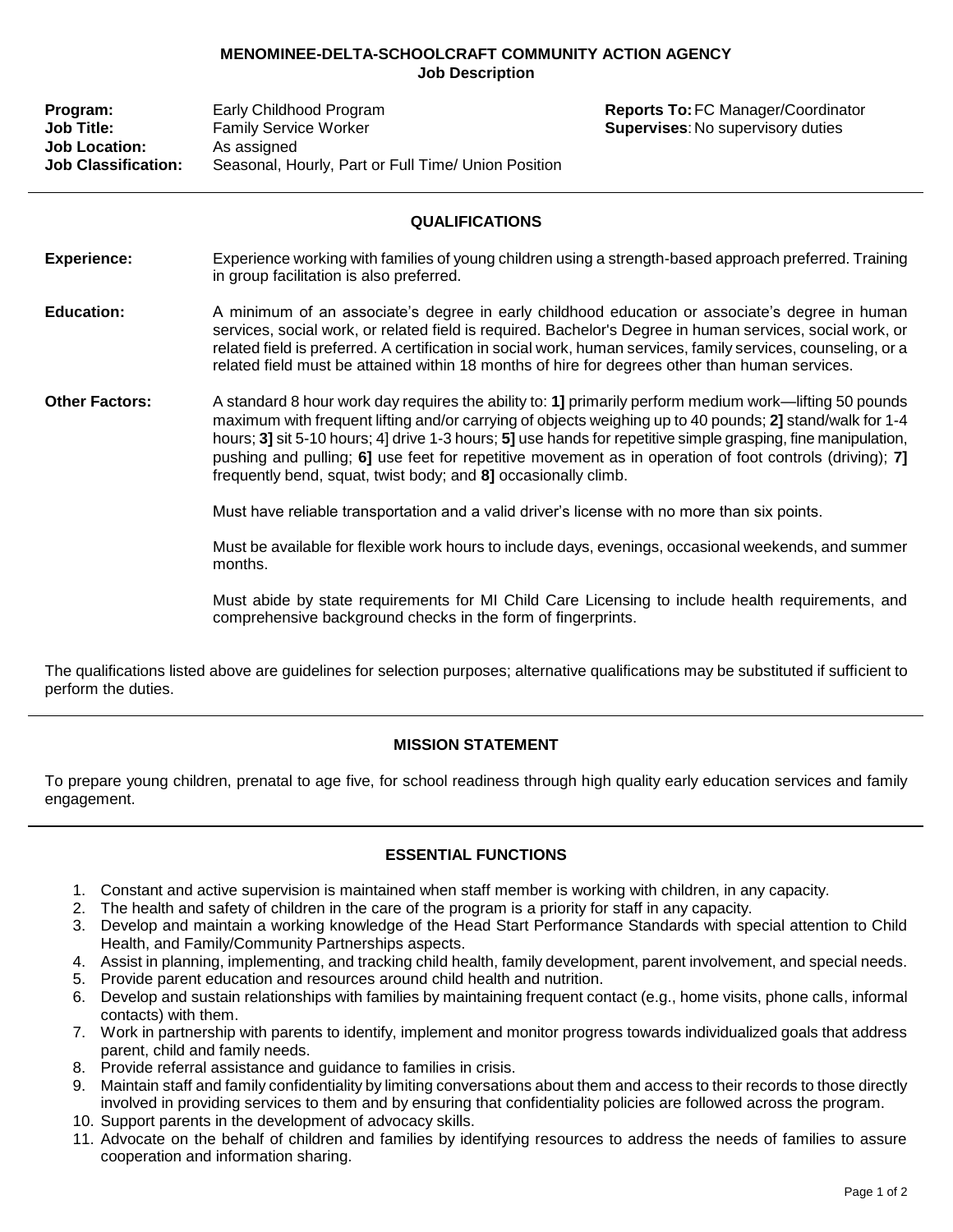# MENOMINEE-DELTA-SCHOOLCRAFT COMMUNITY ACTION AGENCY

## Job Description

| | | | |
|---|---|---|---|
| **Program:** | Early Childhood Program | **Reports To:** | FC Manager/Coordinator |
| **Job Title:** | Family Service Worker | **Supervises:** | No supervisory duties |
| **Job Location:** | As assigned | | |
| **Job Classification:** | Seasonal, Hourly, Part or Full Time/ Union Position | | |

---

## QUALIFICATIONS

**Experience:** Experience working with families of young children using a strength-based approach preferred. Training in group facilitation is also preferred.

**Education:** A minimum of an associate's degree in early childhood education or associate's degree in human services, social work, or related field is required. Bachelor's Degree in human services, social work, or related field is preferred. A certification in social work, human services, family services, counseling, or a related field must be attained within 18 months of hire for degrees other than human services.

**Other Factors:** A standard 8 hour work day requires the ability to: **1]** primarily perform medium work—lifting 50 pounds maximum with frequent lifting and/or carrying of objects weighing up to 40 pounds; **2]** stand/walk for 1-4 hours; **3]** sit 5-10 hours; 4] drive 1-3 hours; **5]** use hands for repetitive simple grasping, fine manipulation, pushing and pulling; **6]** use feet for repetitive movement as in operation of foot controls (driving); **7]** frequently bend, squat, twist body; and **8]** occasionally climb.

Must have reliable transportation and a valid driver's license with no more than six points.

Must be available for flexible work hours to include days, evenings, occasional weekends, and summer months.

Must abide by state requirements for MI Child Care Licensing to include health requirements, and comprehensive background checks in the form of fingerprints.

The qualifications listed above are guidelines for selection purposes; alternative qualifications may be substituted if sufficient to perform the duties.

---

## MISSION STATEMENT

To prepare young children, prenatal to age five, for school readiness through high quality early education services and family engagement.

---

## ESSENTIAL FUNCTIONS

1. Constant and active supervision is maintained when staff member is working with children, in any capacity.
2. The health and safety of children in the care of the program is a priority for staff in any capacity.
3. Develop and maintain a working knowledge of the Head Start Performance Standards with special attention to Child Health, and Family/Community Partnerships aspects.
4. Assist in planning, implementing, and tracking child health, family development, parent involvement, and special needs.
5. Provide parent education and resources around child health and nutrition.
6. Develop and sustain relationships with families by maintaining frequent contact (e.g., home visits, phone calls, informal contacts) with them.
7. Work in partnership with parents to identify, implement and monitor progress towards individualized goals that address parent, child and family needs.
8. Provide referral assistance and guidance to families in crisis.
9. Maintain staff and family confidentiality by limiting conversations about them and access to their records to those directly involved in providing services to them and by ensuring that confidentiality policies are followed across the program.
10. Support parents in the development of advocacy skills.
11. Advocate on the behalf of children and families by identifying resources to address the needs of families to assure cooperation and information sharing.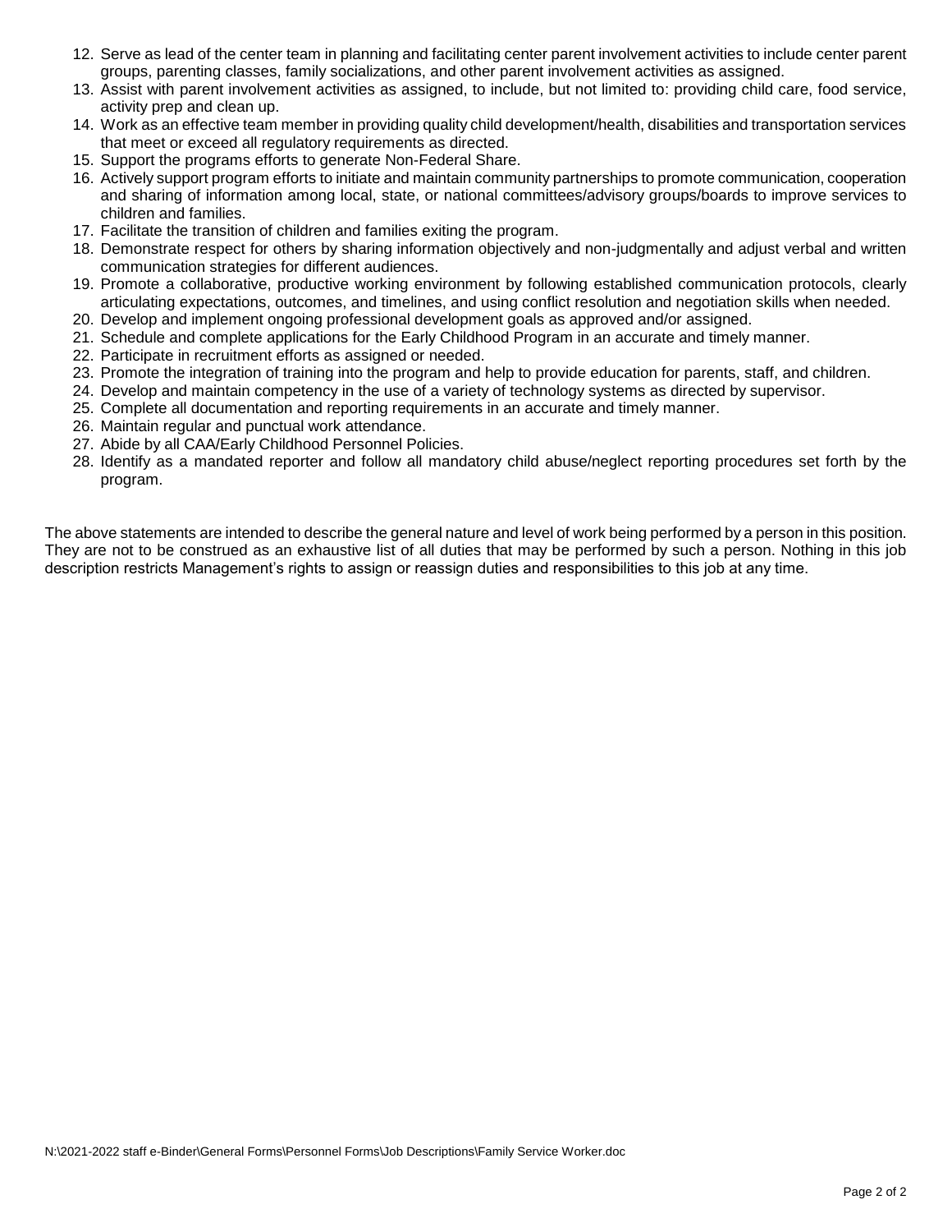12. Serve as lead of the center team in planning and facilitating center parent involvement activities to include center parent groups, parenting classes, family socializations, and other parent involvement activities as assigned.
13. Assist with parent involvement activities as assigned, to include, but not limited to: providing child care, food service, activity prep and clean up.
14. Work as an effective team member in providing quality child development/health, disabilities and transportation services that meet or exceed all regulatory requirements as directed.
15. Support the programs efforts to generate Non-Federal Share.
16. Actively support program efforts to initiate and maintain community partnerships to promote communication, cooperation and sharing of information among local, state, or national committees/advisory groups/boards to improve services to children and families.
17. Facilitate the transition of children and families exiting the program.
18. Demonstrate respect for others by sharing information objectively and non-judgmentally and adjust verbal and written communication strategies for different audiences.
19. Promote a collaborative, productive working environment by following established communication protocols, clearly articulating expectations, outcomes, and timelines, and using conflict resolution and negotiation skills when needed.
20. Develop and implement ongoing professional development goals as approved and/or assigned.
21. Schedule and complete applications for the Early Childhood Program in an accurate and timely manner.
22. Participate in recruitment efforts as assigned or needed.
23. Promote the integration of training into the program and help to provide education for parents, staff, and children.
24. Develop and maintain competency in the use of a variety of technology systems as directed by supervisor.
25. Complete all documentation and reporting requirements in an accurate and timely manner.
26. Maintain regular and punctual work attendance.
27. Abide by all CAA/Early Childhood Personnel Policies.
28. Identify as a mandated reporter and follow all mandatory child abuse/neglect reporting procedures set forth by the program.

The above statements are intended to describe the general nature and level of work being performed by a person in this position. They are not to be construed as an exhaustive list of all duties that may be performed by such a person. Nothing in this job description restricts Management's rights to assign or reassign duties and responsibilities to this job at any time.

N:\2021-2022 staff e-Binder\General Forms\Personnel Forms\Job Descriptions\Family Service Worker.doc